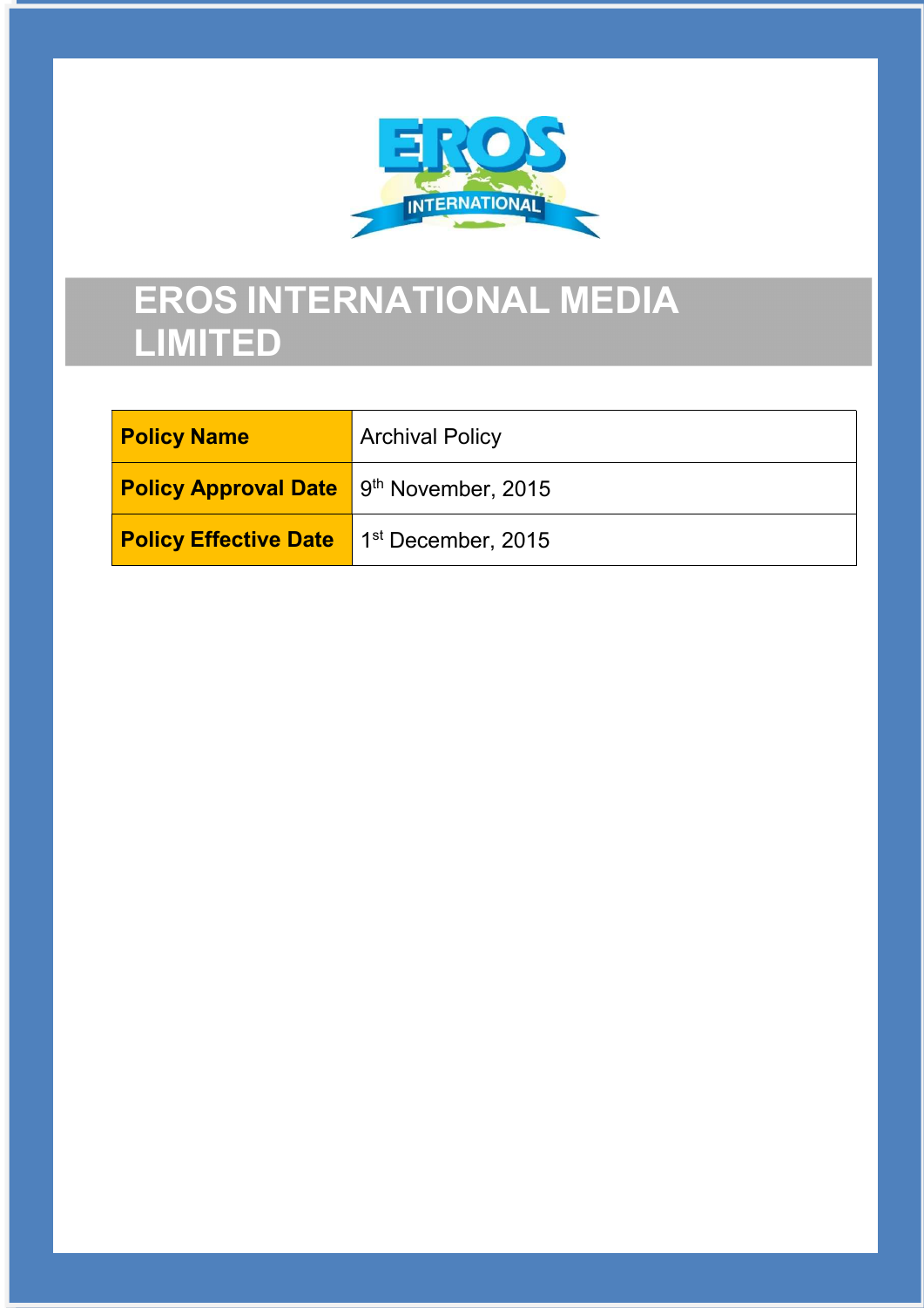# EROS INTERNATIONAL MEDIA LIMITED

| | |
|---|---|
| **Policy Name** | Archival Policy |
| **Policy Approval Date** | 9th November, 2015 |
| **Policy Effective Date** | 1st December, 2015 |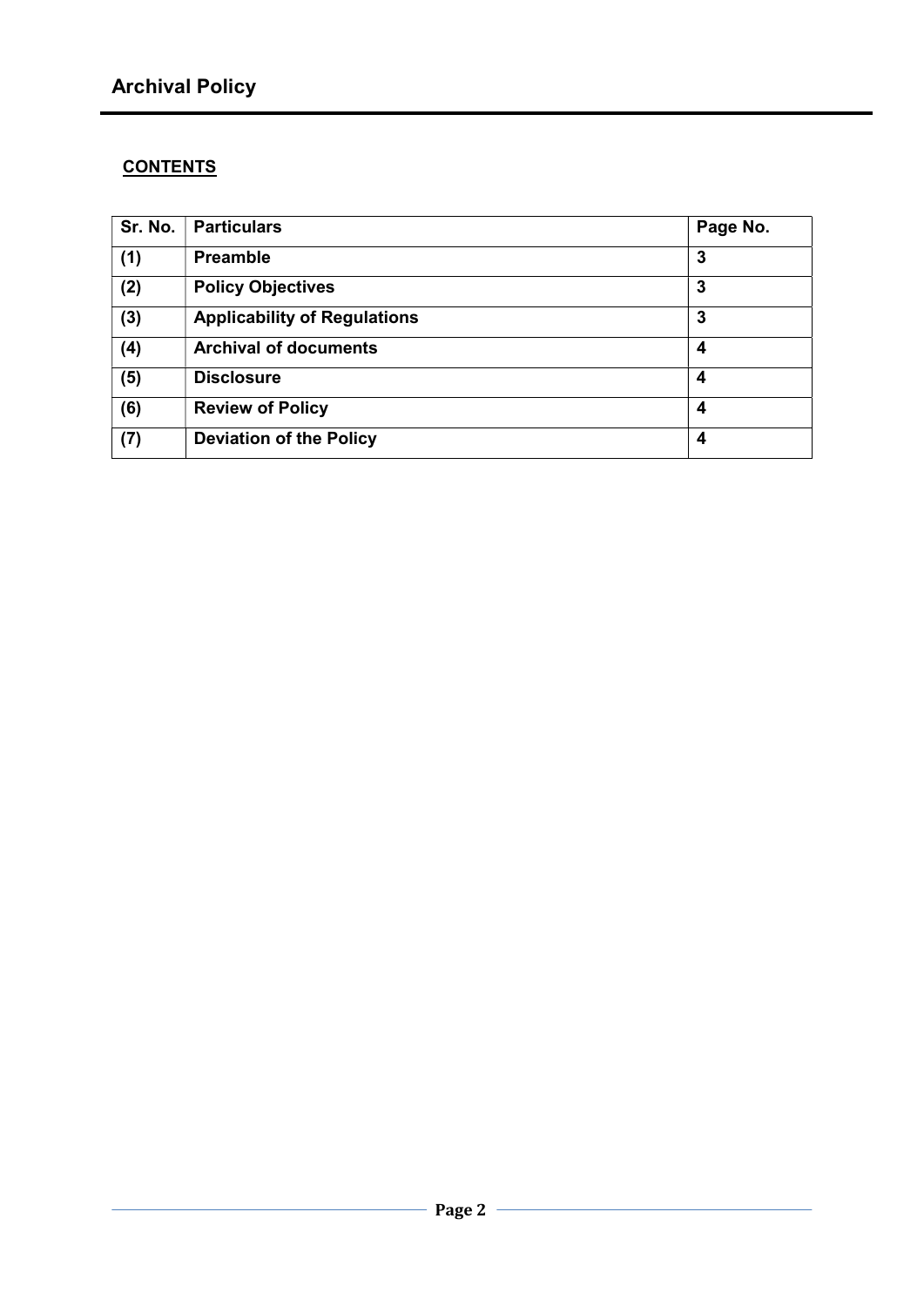# Archival Policy

**CONTENTS**

| Sr. No. | Particulars | Page No. |
|---|---|---|
| (1) | **Preamble** | **3** |
| (2) | **Policy Objectives** | **3** |
| (3) | **Applicability of Regulations** | **3** |
| (4) | **Archival of documents** | **4** |
| (5) | **Disclosure** | **4** |
| (6) | **Review of Policy** | **4** |
| (7) | **Deviation of the Policy** | **4** |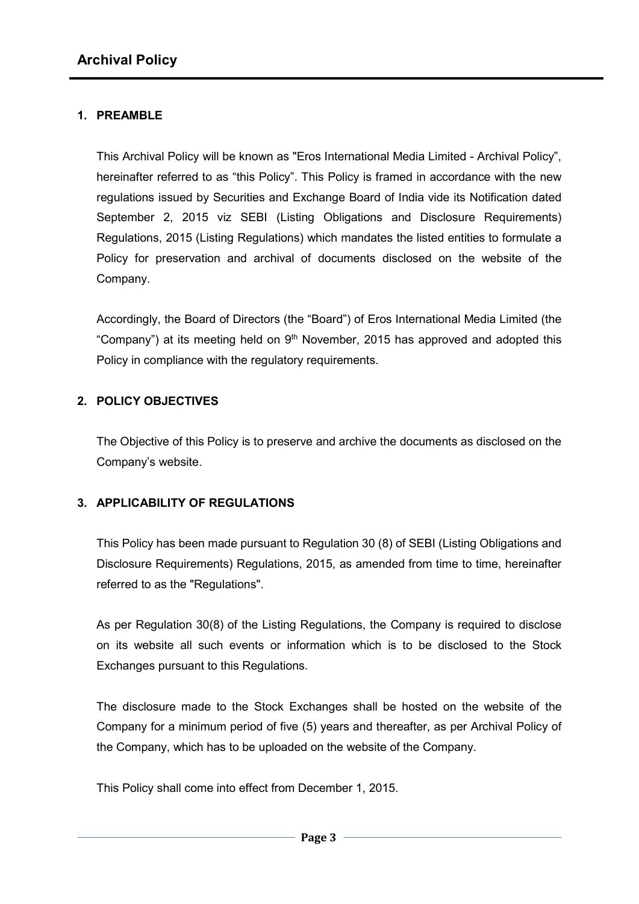# Archival Policy

## 1. PREAMBLE

This Archival Policy will be known as "Eros International Media Limited - Archival Policy", hereinafter referred to as "this Policy". This Policy is framed in accordance with the new regulations issued by Securities and Exchange Board of India vide its Notification dated September 2, 2015 viz SEBI (Listing Obligations and Disclosure Requirements) Regulations, 2015 (Listing Regulations) which mandates the listed entities to formulate a Policy for preservation and archival of documents disclosed on the website of the Company.

Accordingly, the Board of Directors (the "Board") of Eros International Media Limited (the "Company") at its meeting held on 9th November, 2015 has approved and adopted this Policy in compliance with the regulatory requirements.

## 2. POLICY OBJECTIVES

The Objective of this Policy is to preserve and archive the documents as disclosed on the Company's website.

## 3. APPLICABILITY OF REGULATIONS

This Policy has been made pursuant to Regulation 30 (8) of SEBI (Listing Obligations and Disclosure Requirements) Regulations, 2015, as amended from time to time, hereinafter referred to as the "Regulations".

As per Regulation 30(8) of the Listing Regulations, the Company is required to disclose on its website all such events or information which is to be disclosed to the Stock Exchanges pursuant to this Regulations.

The disclosure made to the Stock Exchanges shall be hosted on the website of the Company for a minimum period of five (5) years and thereafter, as per Archival Policy of the Company, which has to be uploaded on the website of the Company.

This Policy shall come into effect from December 1, 2015.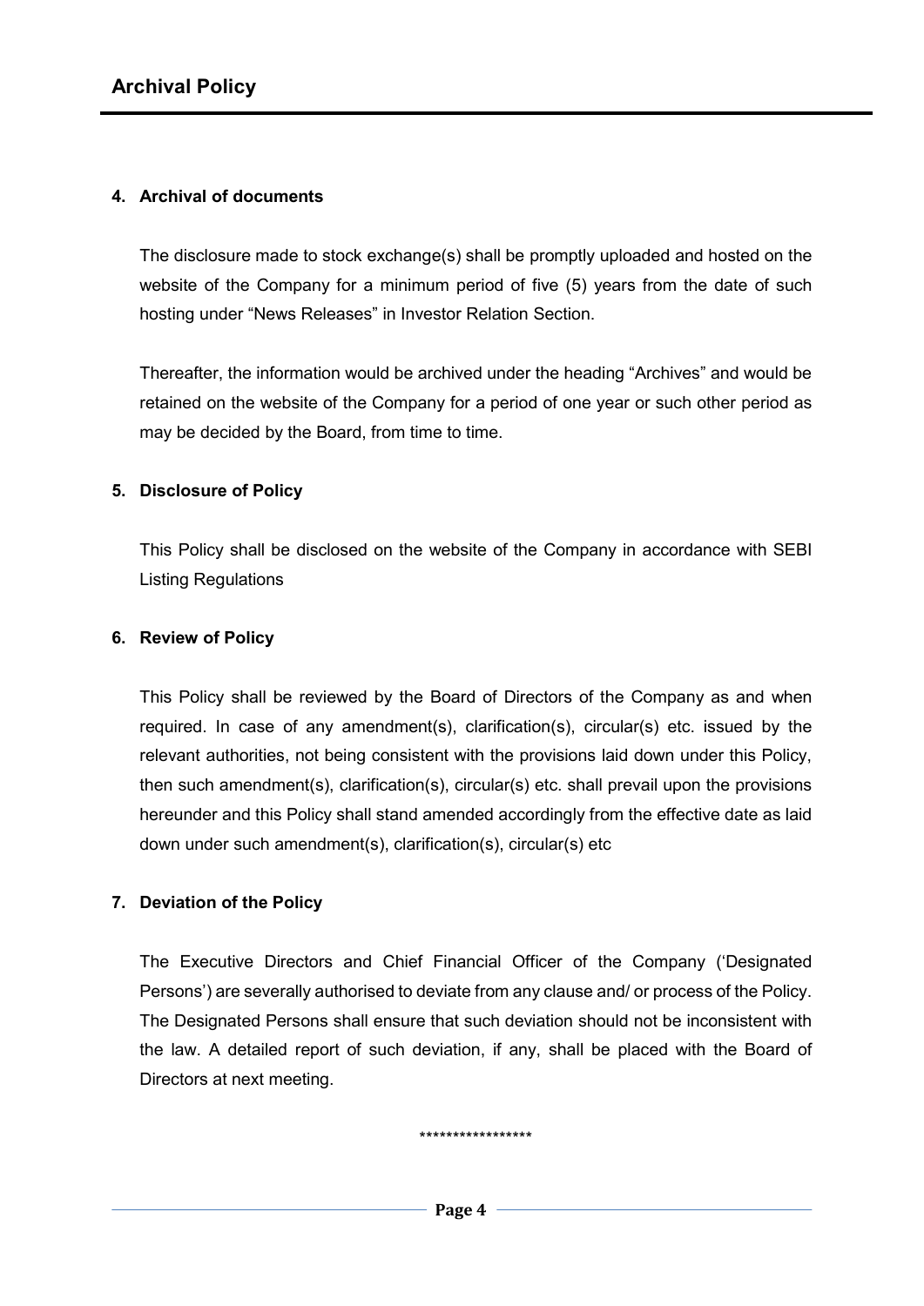#### 4. Archival of documents

The disclosure made to stock exchange(s) shall be promptly uploaded and hosted on the website of the Company for a minimum period of five (5) years from the date of such hosting under "News Releases" in Investor Relation Section.

Thereafter, the information would be archived under the heading "Archives" and would be retained on the website of the Company for a period of one year or such other period as may be decided by the Board, from time to time.

#### 5. Disclosure of Policy

This Policy shall be disclosed on the website of the Company in accordance with SEBI Listing Regulations

#### 6. Review of Policy

This Policy shall be reviewed by the Board of Directors of the Company as and when required. In case of any amendment(s), clarification(s), circular(s) etc. issued by the relevant authorities, not being consistent with the provisions laid down under this Policy, then such amendment(s), clarification(s), circular(s) etc. shall prevail upon the provisions hereunder and this Policy shall stand amended accordingly from the effective date as laid down under such amendment(s), clarification(s), circular(s) etc

#### 7. Deviation of the Policy

The Executive Directors and Chief Financial Officer of the Company ('Designated Persons') are severally authorised to deviate from any clause and/ or process of the Policy. The Designated Persons shall ensure that such deviation should not be inconsistent with the law. A detailed report of such deviation, if any, shall be placed with the Board of Directors at next meeting.

*****************